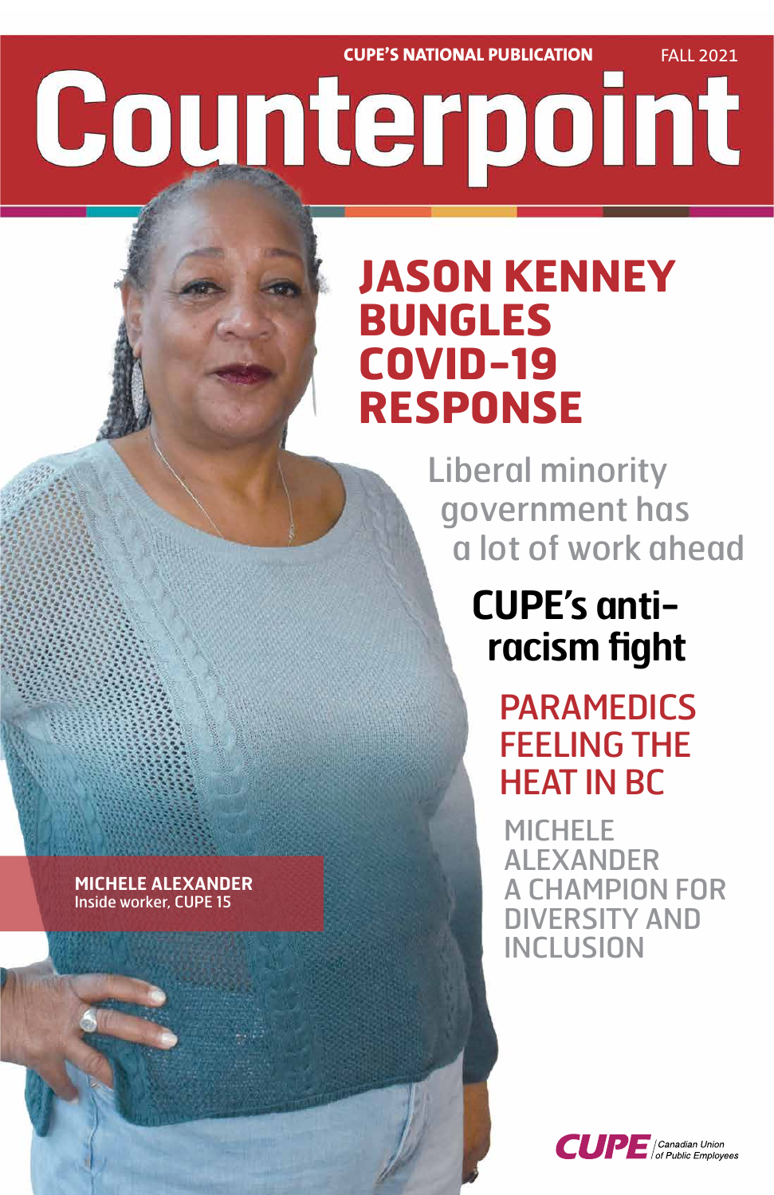CUPE'S NATIONAL PUBLICATION FALL 2021

# Counterpoint

## JASON KENNEY BUNGLES COVID-19 RESPONSE

Liberal minority government has a lot of work ahead

**CUPE's anti-racism fight**

PARAMEDICS FEELING THE HEAT IN BC

MICHELE ALEXANDER A CHAMPION FOR DIVERSITY AND INCLUSION

**MICHELE ALEXANDER**
Inside worker, CUPE 15

CUPE Canadian Union of Public Employees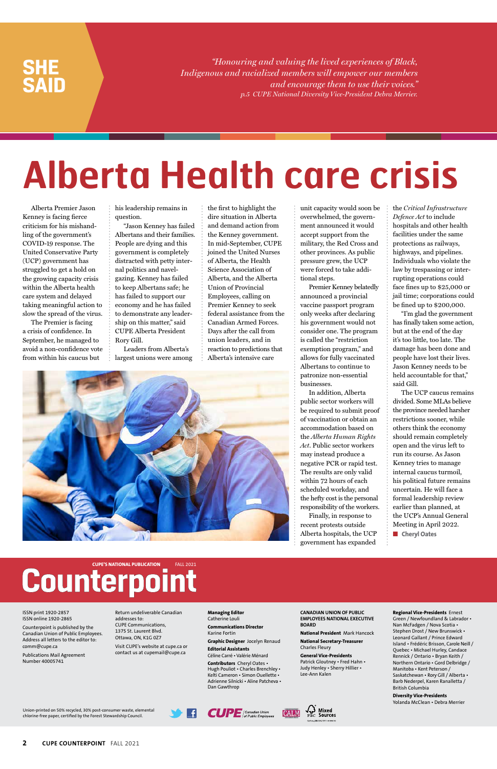**SHE SAID**

*"Honouring and valuing the lived experiences of Black, Indigenous and racialized members will empower our members and encourage them to use their voices."*
*p.5 CUPE National Diversity Vice-President Debra Merrier.*

# Alberta Health care crisis

Alberta Premier Jason Kenney is facing fierce criticism for his mishandling of the government's COVID-19 response. The United Conservative Party (UCP) government has struggled to get a hold on the growing capacity crisis within the Alberta health care system and delayed taking meaningful action to slow the spread of the virus.

The Premier is facing a crisis of confidence. In September, he managed to avoid a non-confidence vote from within his caucus but his leadership remains in question.

"Jason Kenney has failed Albertans and their families. People are dying and this government is completely distracted with petty internal politics and navel-gazing. Kenney has failed to keep Albertans safe; he has failed to support our economy and he has failed to demonstrate any leadership on this matter," said CUPE Alberta President Rory Gill.

Leaders from Alberta's largest unions were among the first to highlight the dire situation in Alberta and demand action from the Kenney government. In mid-September, CUPE joined the United Nurses of Alberta, the Health Science Association of Alberta, and the Alberta Union of Provincial Employees, calling on Premier Kenney to seek federal assistance from the Canadian Armed Forces. Days after the call from union leaders, and in reaction to predictions that Alberta's intensive care unit capacity would soon be overwhelmed, the government announced it would accept support from the military, the Red Cross and other provinces. As public pressure grew, the UCP were forced to take additional steps.

Premier Kenney belatedly announced a provincial vaccine passport program only weeks after declaring his government would not consider one. The program is called the "restriction exemption program," and allows for fully vaccinated Albertans to continue to patronize non-essential businesses.

In addition, Alberta public sector workers will be required to submit proof of vaccination or obtain an accommodation based on the *Alberta Human Rights Act*. Public sector workers may instead produce a negative PCR or rapid test. The results are only valid within 72 hours of each scheduled workday, and the hefty cost is the personal responsibility of the workers.

Finally, in response to recent protests outside Alberta hospitals, the UCP government has expanded the *Critical Infrastructure Defence Act* to include hospitals and other health facilities under the same protections as railways, highways, and pipelines. Individuals who violate the law by trespassing or interrupting operations could face fines up to $25,000 or jail time; corporations could be fined up to $200,000.

"I'm glad the government has finally taken some action, but at the end of the day it's too little, too late. The damage has been done and people have lost their lives. Jason Kenney needs to be held accountable for that," said Gill.

The UCP caucus remains divided. Some MLAs believe the province needed harsher restrictions sooner, while others think the economy should remain completely open and the virus left to run its course. As Jason Kenney tries to manage internal caucus turmoil, his political future remains uncertain. He will face a formal leadership review earlier than planned, at the UCP's Annual General Meeting in April 2022.

■ **Cheryl Oates**

---

CUPE'S NATIONAL PUBLICATION FALL 2021

## Counterpoint

ISSN print 1920-2857
ISSN online 1920-2865

Counterpoint is published by the Canadian Union of Public Employees. Address all letters to the editor to: comm@cupe.ca

Publications Mail Agreement Number 40005741

Return undeliverable Canadian addresses to:
CUPE Communications,
1375 St. Laurent Blvd.
Ottawa, ON, K1G 0Z7

Visit CUPE's website at cupe.ca or contact us at cupemail@cupe.ca

**Managing Editor** Catherine Louli

**Communications Director** Karine Fortin

**Graphic Designer** Jocelyn Renaud

**Editorial Assistants** Céline Carré • Valérie Ménard

**Contributors** Cheryl Oates • Hugh Pouliot • Charles Brenchley • Kelti Cameron • Simon Ouellette • Adrienne Silnicki • Aline Patcheva • Dan Gawthrop

**CANADIAN UNION OF PUBLIC EMPLOYEES NATIONAL EXECUTIVE BOARD**

**National President** Mark Hancock

**National Secretary-Treasurer** Charles Fleury

**General Vice-Presidents** Patrick Gloutney • Fred Hahn • Judy Henley • Sherry Hillier • Lee-Ann Kalen

**Regional Vice-Presidents** Ernest Green / Newfoundland & Labrador • Nan McFadgen / Nova Scotia • Stephen Drost / New Brunswick • Leonard Gallant / Prince Edward Island • Frédéric Brisson, Carole Neill / Quebec • Michael Hurley, Candace Rennick / Ontario • Bryan Keith / Northern Ontario • Gord Delbridge / Manitoba • Kent Peterson / Saskatchewan • Rory Gill / Alberta • Barb Nederpel, Karen Ranalletta / British Columbia

**Diversity Vice-Presidents** Yolanda McClean • Debra Merrier

Union-printed on 50% recycled, 30% post-consumer waste, elemental chlorine-free paper, certified by the Forest Stewardship Council.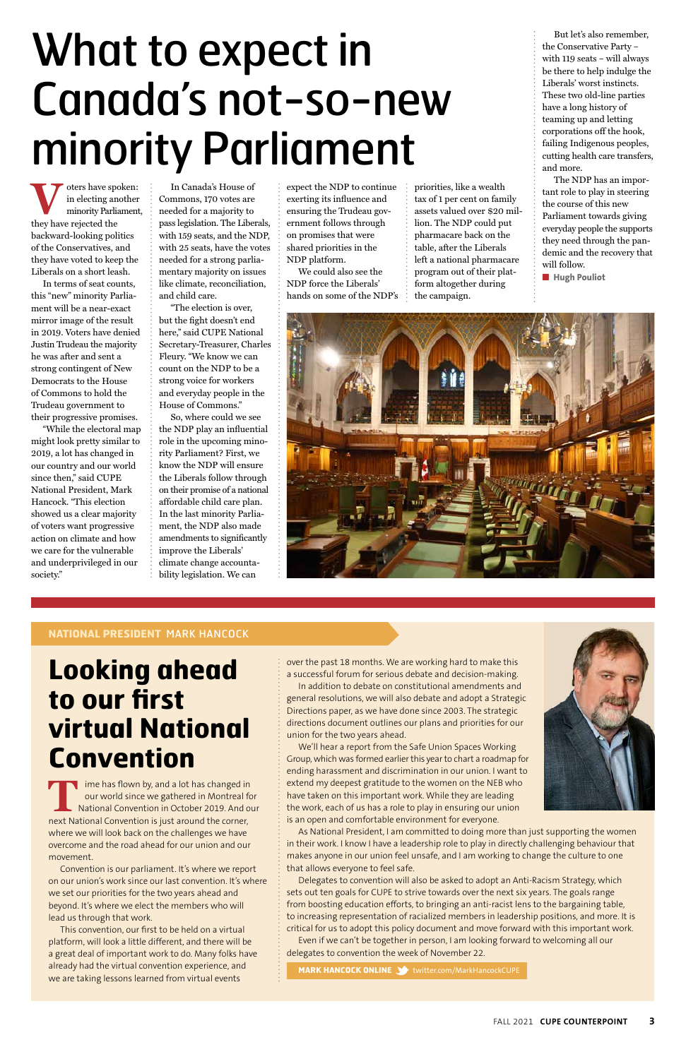# What to expect in Canada's not-so-new minority Parliament

Voters have spoken: in electing another minority Parliament, they have rejected the backward-looking politics of the Conservatives, and they have voted to keep the Liberals on a short leash.

In terms of seat counts, this "new" minority Parliament will be a near-exact mirror image of the result in 2019. Voters have denied Justin Trudeau the majority he was after and sent a strong contingent of New Democrats to the House of Commons to hold the Trudeau government to their progressive promises.

"While the electoral map might look pretty similar to 2019, a lot has changed in our country and our world since then," said CUPE National President, Mark Hancock. "This election showed us a clear majority of voters want progressive action on climate and how we care for the vulnerable and underprivileged in our society."

In Canada's House of Commons, 170 votes are needed for a majority to pass legislation. The Liberals, with 159 seats, and the NDP, with 25 seats, have the votes needed for a strong parliamentary majority on issues like climate, reconciliation, and child care.

"The election is over, but the fight doesn't end here," said CUPE National Secretary-Treasurer, Charles Fleury. "We know we can count on the NDP to be a strong voice for workers and everyday people in the House of Commons."

So, where could we see the NDP play an influential role in the upcoming minority Parliament? First, we know the NDP will ensure the Liberals follow through on their promise of a national affordable child care plan. In the last minority Parliament, the NDP also made amendments to significantly improve the Liberals' climate change accountability legislation. We can expect the NDP to continue exerting its influence and ensuring the Trudeau government follows through on promises that were shared priorities in the NDP platform.

We could also see the NDP force the Liberals' hands on some of the NDP's priorities, like a wealth tax of 1 per cent on family assets valued over $20 million. The NDP could put pharmacare back on the table, after the Liberals left a national pharmacare program out of their platform altogether during the campaign.

But let's also remember, the Conservative Party – with 119 seats – will always be there to help indulge the Liberals' worst instincts. These two old-line parties have a long history of teaming up and letting corporations off the hook, failing Indigenous peoples, cutting health care transfers, and more.

The NDP has an important role to play in steering the course of this new Parliament towards giving everyday people the supports they need through the pandemic and the recovery that will follow.

■ **Hugh Pouliot**

---

**NATIONAL PRESIDENT MARK HANCOCK**

## Looking ahead to our first virtual National Convention

Time has flown by, and a lot has changed in our world since we gathered in Montreal for National Convention in October 2019. And our next National Convention is just around the corner, where we will look back on the challenges we have overcome and the road ahead for our union and our movement.

Convention is our parliament. It's where we report on our union's work since our last convention. It's where we set our priorities for the two years ahead and beyond. It's where we elect the members who will lead us through that work.

This convention, our first to be held on a virtual platform, will look a little different, and there will be a great deal of important work to do. Many folks have already had the virtual convention experience, and we are taking lessons learned from virtual events over the past 18 months. We are working hard to make this a successful forum for serious debate and decision-making.

In addition to debate on constitutional amendments and general resolutions, we will also debate and adopt a Strategic Directions paper, as we have done since 2003. The strategic directions document outlines our plans and priorities for our union for the two years ahead.

We'll hear a report from the Safe Union Spaces Working Group, which was formed earlier this year to chart a roadmap for ending harassment and discrimination in our union. I want to extend my deepest gratitude to the women on the NEB who have taken on this important work. While they are leading the work, each of us has a role to play in ensuring our union is an open and comfortable environment for everyone.

As National President, I am committed to doing more than just supporting the women in their work. I know I have a leadership role to play in directly challenging behaviour that makes anyone in our union feel unsafe, and I am working to change the culture to one that allows everyone to feel safe.

Delegates to convention will also be asked to adopt an Anti-Racism Strategy, which sets out ten goals for CUPE to strive towards over the next six years. The goals range from boosting education efforts, to bringing an anti-racist lens to the bargaining table, to increasing representation of racialized members in leadership positions, and more. It is critical for us to adopt this policy document and move forward with this important work.

Even if we can't be together in person, I am looking forward to welcoming all our delegates to convention the week of November 22.

**MARK HANCOCK ONLINE** twitter.com/MarkHancockCUPE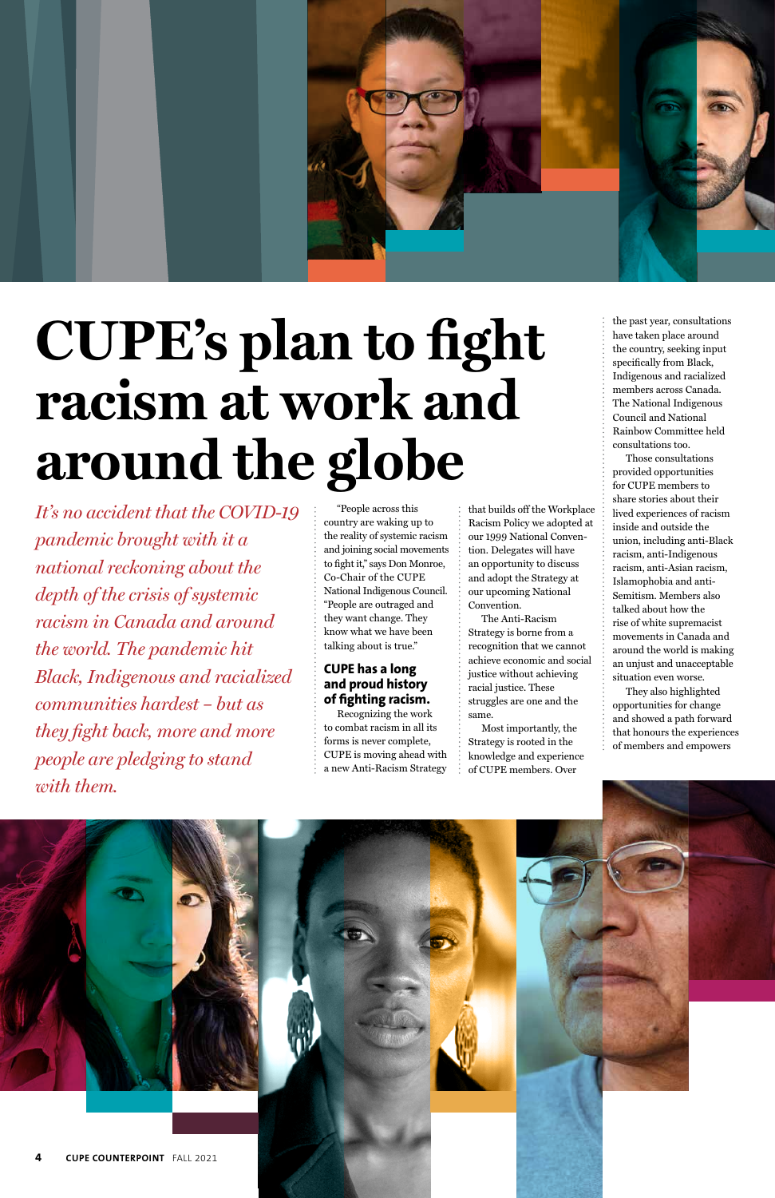# CUPE's plan to fight racism at work and around the globe

*It's no accident that the COVID-19 pandemic brought with it a national reckoning about the depth of the crisis of systemic racism in Canada and around the world. The pandemic hit Black, Indigenous and racialized communities hardest – but as they fight back, more and more people are pledging to stand with them.*

"People across this country are waking up to the reality of systemic racism and joining social movements to fight it," says Don Monroe, Co-Chair of the CUPE National Indigenous Council. "People are outraged and they want change. They know what we have been talking about is true."

## CUPE has a long and proud history of fighting racism.

Recognizing the work to combat racism in all its forms is never complete, CUPE is moving ahead with a new Anti-Racism Strategy that builds off the Workplace Racism Policy we adopted at our 1999 National Convention. Delegates will have an opportunity to discuss and adopt the Strategy at our upcoming National Convention.

The Anti-Racism Strategy is borne from a recognition that we cannot achieve economic and social justice without achieving racial justice. These struggles are one and the same.

Most importantly, the Strategy is rooted in the knowledge and experience of CUPE members. Over the past year, consultations have taken place around the country, seeking input specifically from Black, Indigenous and racialized members across Canada. The National Indigenous Council and National Rainbow Committee held consultations too.

Those consultations provided opportunities for CUPE members to share stories about their lived experiences of racism inside and outside the union, including anti-Black racism, anti-Indigenous racism, anti-Asian racism, Islamophobia and anti-Semitism. Members also talked about how the rise of white supremacist movements in Canada and around the world is making an unjust and unacceptable situation even worse.

They also highlighted opportunities for change and showed a path forward that honours the experiences of members and empowers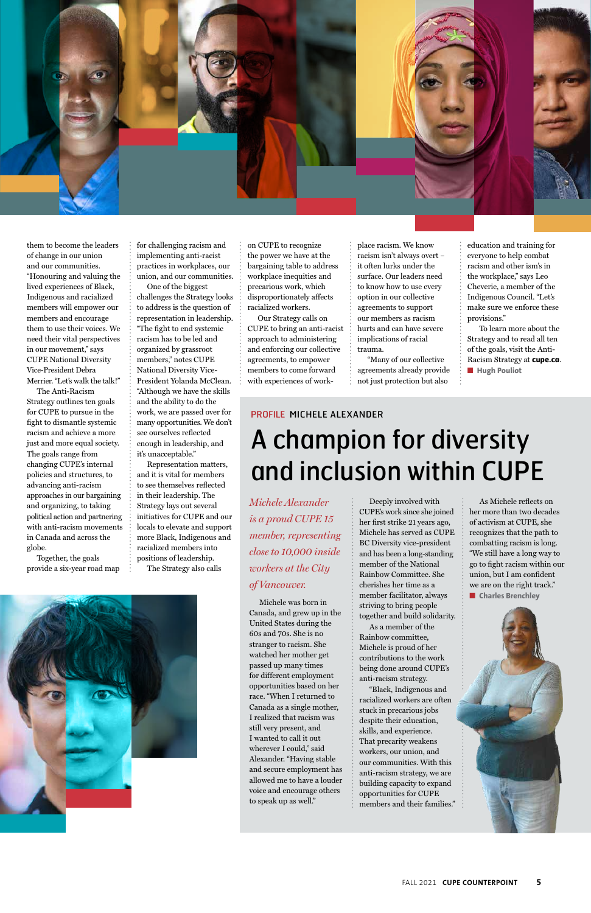them to become the leaders of change in our union and our communities. "Honouring and valuing the lived experiences of Black, Indigenous and racialized members will empower our members and encourage them to use their voices. We need their vital perspectives in our movement," says CUPE National Diversity Vice-President Debra Merrier. "Let's walk the talk!"

The Anti-Racism Strategy outlines ten goals for CUPE to pursue in the fight to dismantle systemic racism and achieve a more just and more equal society. The goals range from changing CUPE's internal policies and structures, to advancing anti-racism approaches to our bargaining and organizing, to taking political action and partnering with anti-racism movements in Canada and across the globe.

Together, the goals provide a six-year road map for challenging racism and implementing anti-racist practices in workplaces, our union, and our communities.

One of the biggest challenges the Strategy looks to address is the question of representation in leadership. "The fight to end systemic racism has to be led and organized by grassroot members," notes CUPE National Diversity Vice-President Yolanda McClean. "Although we have the skills and the ability to do the work, we are passed over for many opportunities. We don't see ourselves reflected enough in leadership, and it's unacceptable."

Representation matters, and it is vital for members to see themselves reflected in their leadership. The Strategy lays out several initiatives for CUPE and our locals to elevate and support more Black, Indigenous and racialized members into positions of leadership.

The Strategy also calls on CUPE to recognize the power we have at the bargaining table to address workplace inequities and precarious work, which disproportionately affects racialized workers.

Our Strategy calls on CUPE to bring an anti-racist approach to administering and enforcing our collective agreements, to empower members to come forward with experiences of workplace racism. We know racism isn't always overt – it often lurks under the surface. Our leaders need to know how to use every option in our collective agreements to support our members as racism hurts and can have severe implications of racial trauma.

"Many of our collective agreements already provide not just protection but also education and training for everyone to help combat racism and other ism's in the workplace," says Leo Cheverie, a member of the Indigenous Council. "Let's make sure we enforce these provisions."

To learn more about the Strategy and to read all ten of the goals, visit the Anti-Racism Strategy at **cupe.ca**.

■ **Hugh Pouliot**

PROFILE MICHELE ALEXANDER

# A champion for diversity and inclusion within CUPE

*Michele Alexander is a proud CUPE 15 member, representing close to 10,000 inside workers at the City of Vancouver.*

Michele was born in Canada, and grew up in the United States during the 60s and 70s. She is no stranger to racism. She watched her mother get passed up many times for different employment opportunities based on her race. "When I returned to Canada as a single mother, I realized that racism was still very present, and I wanted to call it out wherever I could," said Alexander. "Having stable and secure employment has allowed me to have a louder voice and encourage others to speak up as well."

Deeply involved with CUPE's work since she joined her first strike 21 years ago, Michele has served as CUPE BC Diversity vice-president and has been a long-standing member of the National Rainbow Committee. She cherishes her time as a member facilitator, always striving to bring people together and build solidarity.

As a member of the Rainbow committee, Michele is proud of her contributions to the work being done around CUPE's anti-racism strategy.

"Black, Indigenous and racialized workers are often stuck in precarious jobs despite their education, skills, and experience. That precarity weakens workers, our union, and our communities. With this anti-racism strategy, we are building capacity to expand opportunities for CUPE members and their families."

As Michele reflects on her more than two decades of activism at CUPE, she recognizes that the path to combatting racism is long. "We still have a long way to go to fight racism within our union, but I am confident we are on the right track."

■ **Charles Brenchley**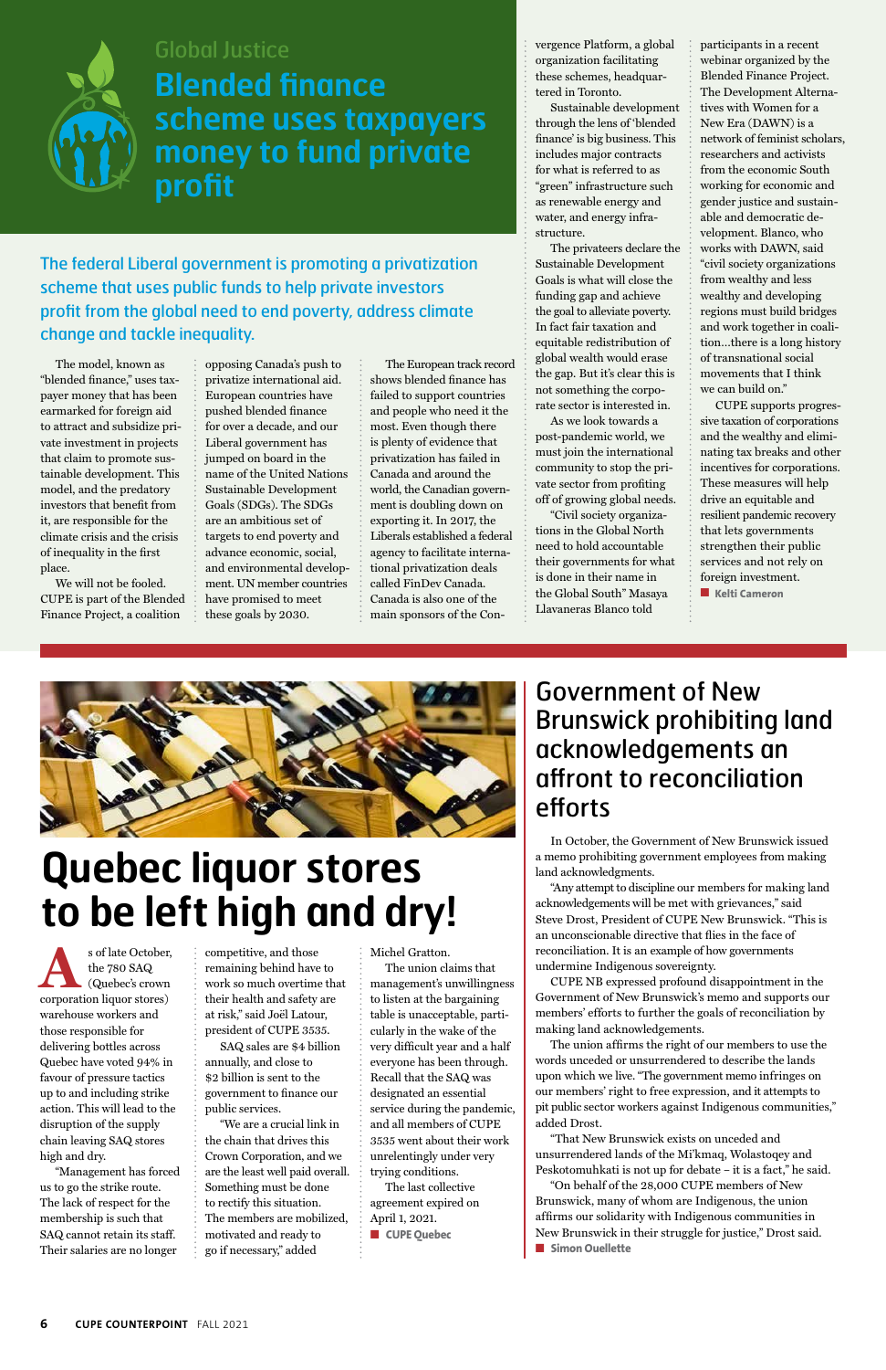Global Justice

# Blended finance scheme uses taxpayers money to fund private profit

**The federal Liberal government is promoting a privatization scheme that uses public funds to help private investors profit from the global need to end poverty, address climate change and tackle inequality.**

The model, known as "blended finance," uses taxpayer money that has been earmarked for foreign aid to attract and subsidize private investment in projects that claim to promote sustainable development. This model, and the predatory investors that benefit from it, are responsible for the climate crisis and the crisis of inequality in the first place.

We will not be fooled. CUPE is part of the Blended Finance Project, a coalition opposing Canada's push to privatize international aid. European countries have pushed blended finance for over a decade, and our Liberal government has jumped on board in the name of the United Nations Sustainable Development Goals (SDGs). The SDGs are an ambitious set of targets to end poverty and advance economic, social, and environmental development. UN member countries have promised to meet these goals by 2030.

The European track record shows blended finance has failed to support countries and people who need it the most. Even though there is plenty of evidence that privatization has failed in Canada and around the world, the Canadian government is doubling down on exporting it. In 2017, the Liberals established a federal agency to facilitate international private deals called FinDev Canada. Canada is also one of the main sponsors of the Convergence Platform, a global organization facilitating these schemes, headquartered in Toronto.

Sustainable development through the lens of 'blended finance' is big business. This includes major contracts for what is referred to as "green" infrastructure such as renewable energy and water, and energy infrastructure.

The privateers declare the Sustainable Development Goals is what will close the funding gap and achieve the goal to alleviate poverty. In fact fair taxation and equitable redistribution of global wealth would erase the gap. But it's clear this is not something the corporate sector is interested in.

As we look towards a post-pandemic world, we must join the international community to stop the private sector from profiting off of growing global needs.

"Civil society organizations in the Global North need to hold accountable their governments for what is done in their name in the Global South" Masaya Llavaneras Blanco told participants in a recent webinar organized by the Blended Finance Project. The Development Alternatives with Women for a New Era (DAWN) is a network of feminist scholars, researchers and activists from the economic South working for economic and gender justice and sustainable and democratic development. Blanco, who works with DAWN, said "civil society organizations from wealthy and less wealthy and developing regions must build bridges and work together in coalition…there is a long history of transnational social movements that I think we can build on."

CUPE supports progressive taxation of corporations and the wealthy and eliminating tax breaks and other incentives for corporations. These measures will help drive an equitable and resilient pandemic recovery that lets governments strengthen their public services and not rely on foreign investment.

■ **Kelti Cameron**

# Quebec liquor stores to be left high and dry!

As of late October, the 780 SAQ (Quebec's crown corporation liquor stores) warehouse workers and those responsible for delivering bottles across Quebec have voted 94% in favour of pressure tactics up to and including strike action. This will lead to the disruption of the supply chain leaving SAQ stores high and dry.

"Management has forced us to go the strike route. The lack of respect for the membership is such that SAQ cannot retain its staff. Their salaries are no longer competitive, and those remaining behind have to work so much overtime that their health and safety are at risk," said Joël Latour, president of CUPE 3535.

SAQ sales are $4 billion annually, and close to $2 billion is sent to the government to finance our public services.

"We are a crucial link in the chain that drives this Crown Corporation, and we are the least well paid overall. Something must be done to rectify this situation. The members are mobilized, motivated and ready to go if necessary," added Michel Gratton.

The union claims that management's unwillingness to listen at the bargaining table is unacceptable, particularly in the wake of the very difficult year and a half everyone has been through. Recall that the SAQ was designated an essential service during the pandemic, and all members of CUPE 3535 went about their work unrelentingly under very trying conditions.

The last collective agreement expired on April 1, 2021.

■ **CUPE Quebec**

# Government of New Brunswick prohibiting land acknowledgements an affront to reconciliation efforts

In October, the Government of New Brunswick issued a memo prohibiting government employees from making land acknowledgements.

"Any attempt to discipline our members for making land acknowledgements will be met with grievances," said Steve Drost, President of CUPE New Brunswick. "This is an unconscionable directive that flies in the face of reconciliation. It is an example of how governments undermine Indigenous sovereignty.

CUPE NB expressed profound disappointment in the Government of New Brunswick's memo and supports our members' efforts to further the goals of reconciliation by making land acknowledgements.

The union affirms the right of our members to use the words unceded or unsurrendered to describe the lands upon which we live. "The government memo infringes on our members' right to free expression, and it attempts to pit public sector workers against Indigenous communities," added Drost.

"That New Brunswick exists on unceded and unsurrendered lands of the Mi'kmaq, Wolastoqey and Peskotomuhkati is not up for debate – it is a fact," he said.

"On behalf of the 28,000 CUPE members of New Brunswick, many of whom are Indigenous, the union affirms our solidarity with Indigenous communities in New Brunswick in their struggle for justice," Drost said.

■ **Simon Ouellette**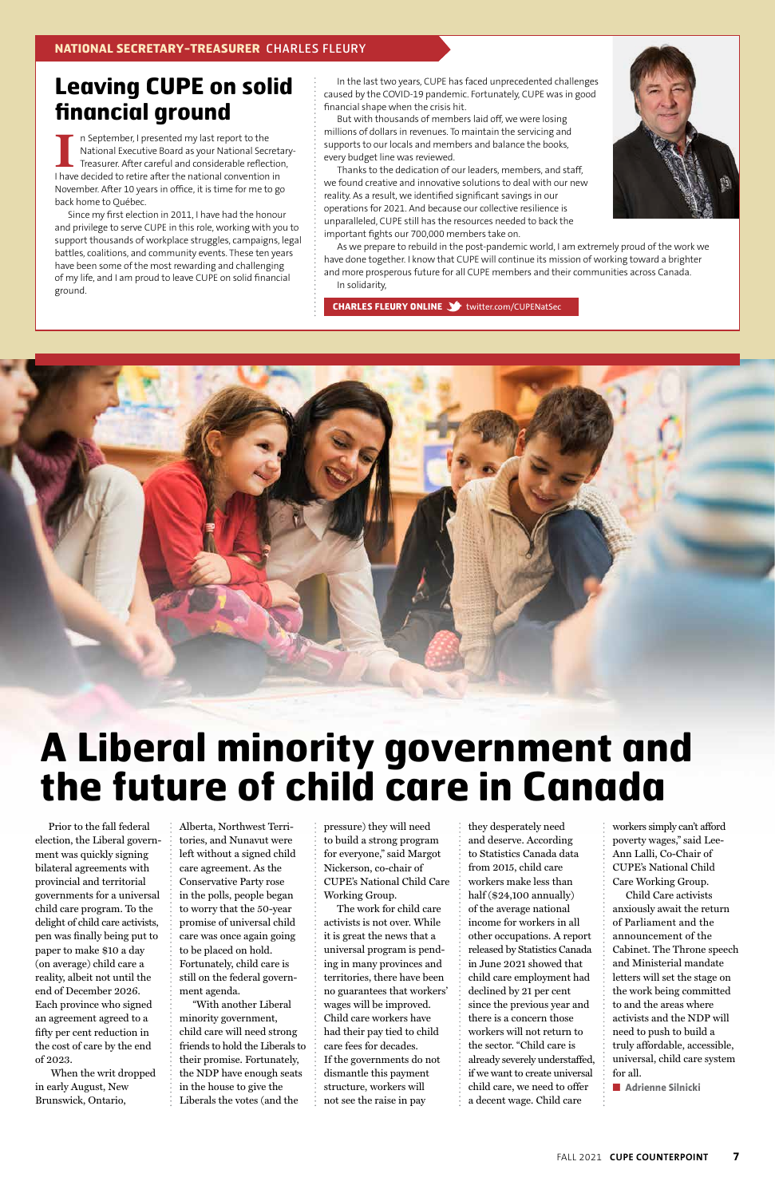NATIONAL SECRETARY-TREASURER CHARLES FLEURY

## Leaving CUPE on solid financial ground

In September, I presented my last report to the National Executive Board as your National Secretary-Treasurer. After careful and considerable reflection, I have decided to retire after the national convention in November. After 10 years in office, it is time for me to go back home to Québec.

Since my first election in 2011, I have had the honour and privilege to serve CUPE in this role, working with you to support thousands of workplace struggles, campaigns, legal battles, coalitions, and community events. These ten years have been some of the most rewarding and challenging of my life, and I am proud to leave CUPE on solid financial ground.

In the last two years, CUPE has faced unprecedented challenges caused by the COVID-19 pandemic. Fortunately, CUPE was in good financial shape when the crisis hit.

But with thousands of members laid off, we were losing millions of dollars in revenues. To maintain the servicing and supports to our locals and members and balance the books, every budget line was reviewed.

Thanks to the dedication of our leaders, members, and staff, we found creative and innovative solutions to deal with our new reality. As a result, we identified significant savings in our operations for 2021. And because our collective resilience is unparalleled, CUPE still has the resources needed to back the important fights our 700,000 members take on.

As we prepare to rebuild in the post-pandemic world, I am extremely proud of the work we have done together. I know that CUPE will continue its mission of working toward a brighter and more prosperous future for all CUPE members and their communities across Canada.

In solidarity,

**CHARLES FLEURY ONLINE** twitter.com/CUPENatSec

# A Liberal minority government and the future of child care in Canada

Prior to the fall federal election, the Liberal government was quickly signing bilateral agreements with provincial and territorial governments for a universal child care program. To the delight of child care activists, pen was finally being put to paper to make $10 a day (on average) child care a reality, albeit not until the end of December 2026. Each province who signed an agreement agreed to a fifty per cent reduction in the cost of care by the end of 2023.

When the writ dropped in early August, New Brunswick, Ontario, Alberta, Northwest Territories, and Nunavut were left without a signed child care agreement. As the Conservative Party rose in the polls, people began to worry that the 50-year promise of universal child care was once again going to be placed on hold. Fortunately, child care is still on the federal government agenda.

"With another Liberal minority government, child care will need strong friends to hold the Liberals to their promise. Fortunately, the NDP have enough seats in the house to give the Liberals the votes (and the pressure) they will need to build a strong program for everyone," said Margot Nickerson, co-chair of CUPE's National Child Care Working Group.

The work for child care activists is not over. While it is great the news that a universal program is pending in many provinces and territories, there have been no guarantees that workers' wages will be improved. Child care workers have had their pay tied to child care fees for decades. If the governments do not dismantle this payment structure, workers will not see the raise in pay they desperately need and deserve. According to Statistics Canada data from 2015, child care workers make less than half ($24,100 annually) of the average national income for workers in all other occupations. A report released by Statistics Canada in June 2021 showed that child care employment had declined by 21 per cent since the previous year and there is a concern those workers will not return to the sector. "Child care is already severely understaffed, if we want to create universal child care, we need to offer a decent wage. Child care workers simply can't afford poverty wages," said Lee-Ann Lalli, Co-Chair of CUPE's National Child Care Working Group.

Child Care activists anxiously await the return of Parliament and the announcement of the Cabinet. The Throne speech and Ministerial mandate letters will set the stage on the work being committed to and the areas where activists and the NDP will need to push to build a truly affordable, accessible, universal, child care system for all.

■ Adrienne Silnicki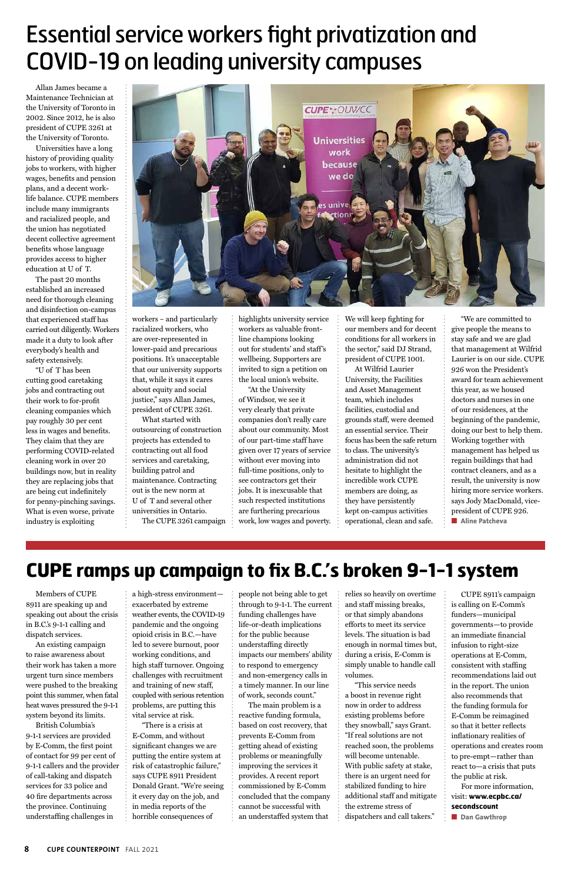# Essential service workers fight privatization and COVID-19 on leading university campuses

Allan James became a Maintenance Technician at the University of Toronto in 2002. Since 2012, he is also president of CUPE 3261 at the University of Toronto.

Universities have a long history of providing quality jobs to workers, with higher wages, benefits and pension plans, and a decent work-life balance. CUPE members include many immigrants and racialized people, and the union has negotiated decent collective agreement benefits whose language provides access to higher education at U of T.

The past 20 months established an increased need for thorough cleaning and disinfection on-campus that experienced staff has carried out diligently. Workers made it a duty to look after everybody's health and safety extensively.

"U of T has been cutting good caretaking jobs and contracting out their work to for-profit cleaning companies which pay roughly 30 per cent less in wages and benefits. They claim that they are performing COVID-related cleaning work in over 20 buildings now, but in reality they are replacing jobs that are being cut indefinitely for penny-pinching savings. What is even worse, private industry is exploiting workers – and particularly racialized workers, who are over-represented in lower-paid and precarious positions. It's unacceptable that our university supports that, while it says it cares about equity and social justice," says Allan James, president of CUPE 3261.

What started with outsourcing of construction projects has extended to contracting out all food services and caretaking, building patrol and maintenance. Contracting out is the new norm at U of T and several other universities in Ontario.

The CUPE 3261 campaign highlights university service workers as valuable front-line champions looking out for students' and staff's wellbeing. Supporters are invited to sign a petition on the local union's website.

"At the University of Windsor, we see it very clearly that private companies don't really care about our community. Most of our part-time staff have given over 17 years of service without ever moving into full-time positions, only to see contractors get their jobs. It is inexcusable that such respected institutions are furthering precarious work, low wages and poverty. We will keep fighting for our members and for decent conditions for all workers in the sector," said DJ Strand, president of CUPE 1001.

At Wilfrid Laurier University, the Facilities and Asset Management team, which includes facilities, custodial and grounds staff, were deemed an essential service. Their focus has been the safe return to class. The university's administration did not hesitate to highlight the incredible work CUPE members are doing, as they have persistently kept on-campus activities operational, clean and safe.

"We are committed to give people the means to stay safe and we are glad that management at Wilfrid Laurier is on our side. CUPE 926 won the President's award for team achievement this year, as we housed doctors and nurses in one of our residences, at the beginning of the pandemic, doing our best to help them. Working together with management has helped us regain buildings that had contract cleaners, and as a result, the university is now hiring more service workers. says Jody MacDonald, vice-president of CUPE 926.

■ **Aline Patcheva**

# CUPE ramps up campaign to fix B.C.'s broken 9-1-1 system

Members of CUPE 8911 are speaking up and speaking out about the crisis in B.C.'s 9-1-1 calling and dispatch services.

An existing campaign to raise awareness about their work has taken a more urgent turn since members were pushed to the breaking point this summer, when fatal heat waves pressured the 9-1-1 system beyond its limits.

British Columbia's 9-1-1 services are provided by E-Comm, the first point of contact for 99 per cent of 9-1-1 callers and the provider of call-taking and dispatch services for 33 police and 40 fire departments across the province. Continuing understaffing challenges in a high-stress environment—exacerbated by extreme weather events, the COVID-19 pandemic and the ongoing opioid crisis in B.C.—have led to severe burnout, poor working conditions, and high staff turnover. Ongoing challenges with recruitment and training of new staff, coupled with serious retention problems, are putting this vital service at risk.

"There is a crisis at E-Comm, and without significant changes we are putting the entire system at risk of catastrophic failure," says CUPE 8911 President Donald Grant. "We're seeing it every day on the job, and in media reports of the horrible consequences of people not being able to get through to 9-1-1. The current funding challenges have life-or-death implications for the public because understaffing directly impacts our members' ability to respond to emergency and non-emergency calls in a timely manner. In our line of work, seconds count."

The main problem is a reactive funding formula, based on cost recovery, that prevents E-Comm from getting ahead of existing problems or meaningfully improving the services it provides. A recent report commissioned by E-Comm concluded that the company cannot be successful with an understaffed system that relies so heavily on overtime and staff missing breaks, or that simply abandons efforts to meet its service levels. The situation is bad enough in normal times but, during a crisis, E-Comm is simply unable to handle call volumes.

"This service needs a boost in revenue right now in order to address existing problems before they snowball," says Grant. "If real solutions are not reached soon, the problems will become untenable. With public safety at stake, there is an urgent need for stabilized funding to hire additional staff and mitigate the extreme stress of dispatchers and call takers."

CUPE 8911's campaign is calling on E-Comm's funders—municipal governments—to provide an immediate financial infusion to right-size operations at E-Comm, consistent with staffing recommendations laid out in the report. The union also recommends that the funding formula for E-Comm be reimagined so that it better reflects inflationary realities of operations and creates room to pre-empt—rather than react to—a crisis that puts the public at risk.

For more information, visit: **www.ecpbc.ca/secondscount**

■ **Dan Gawthrop**